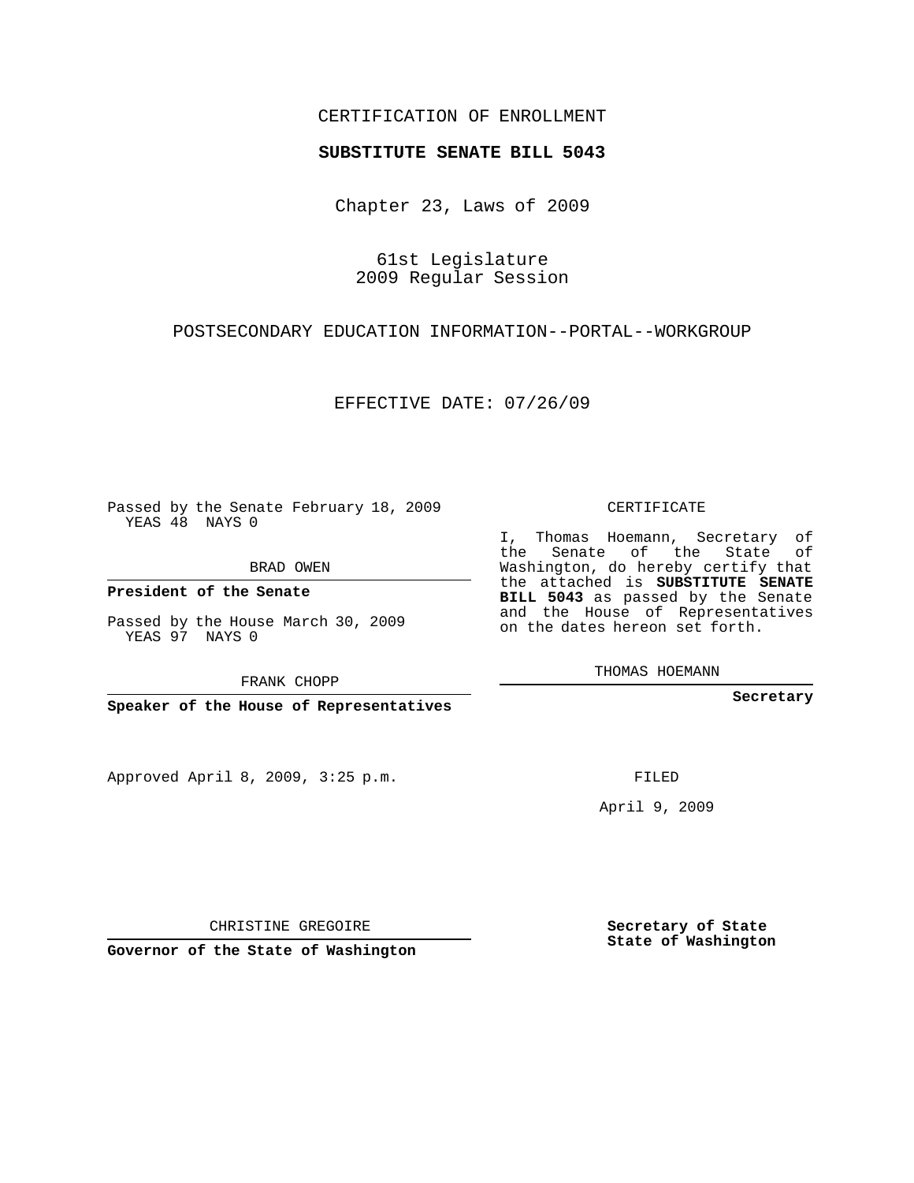CERTIFICATION OF ENROLLMENT

**SUBSTITUTE SENATE BILL 5043**

Chapter 23, Laws of 2009

61st Legislature
2009 Regular Session

POSTSECONDARY EDUCATION INFORMATION--PORTAL--WORKGROUP

EFFECTIVE DATE: 07/26/09

Passed by the Senate February 18, 2009
YEAS 48 NAYS 0

BRAD OWEN

**President of the Senate**

Passed by the House March 30, 2009
YEAS 97 NAYS 0

FRANK CHOPP

**Speaker of the House of Representatives**

Approved April 8, 2009, 3:25 p.m.

CHRISTINE GREGOIRE

**Governor of the State of Washington**

CERTIFICATE

I, Thomas Hoemann, Secretary of the Senate of the State of Washington, do hereby certify that the attached is **SUBSTITUTE SENATE BILL 5043** as passed by the Senate and the House of Representatives on the dates hereon set forth.

THOMAS HOEMANN

**Secretary**

FILED

April 9, 2009

**Secretary of State**
**State of Washington**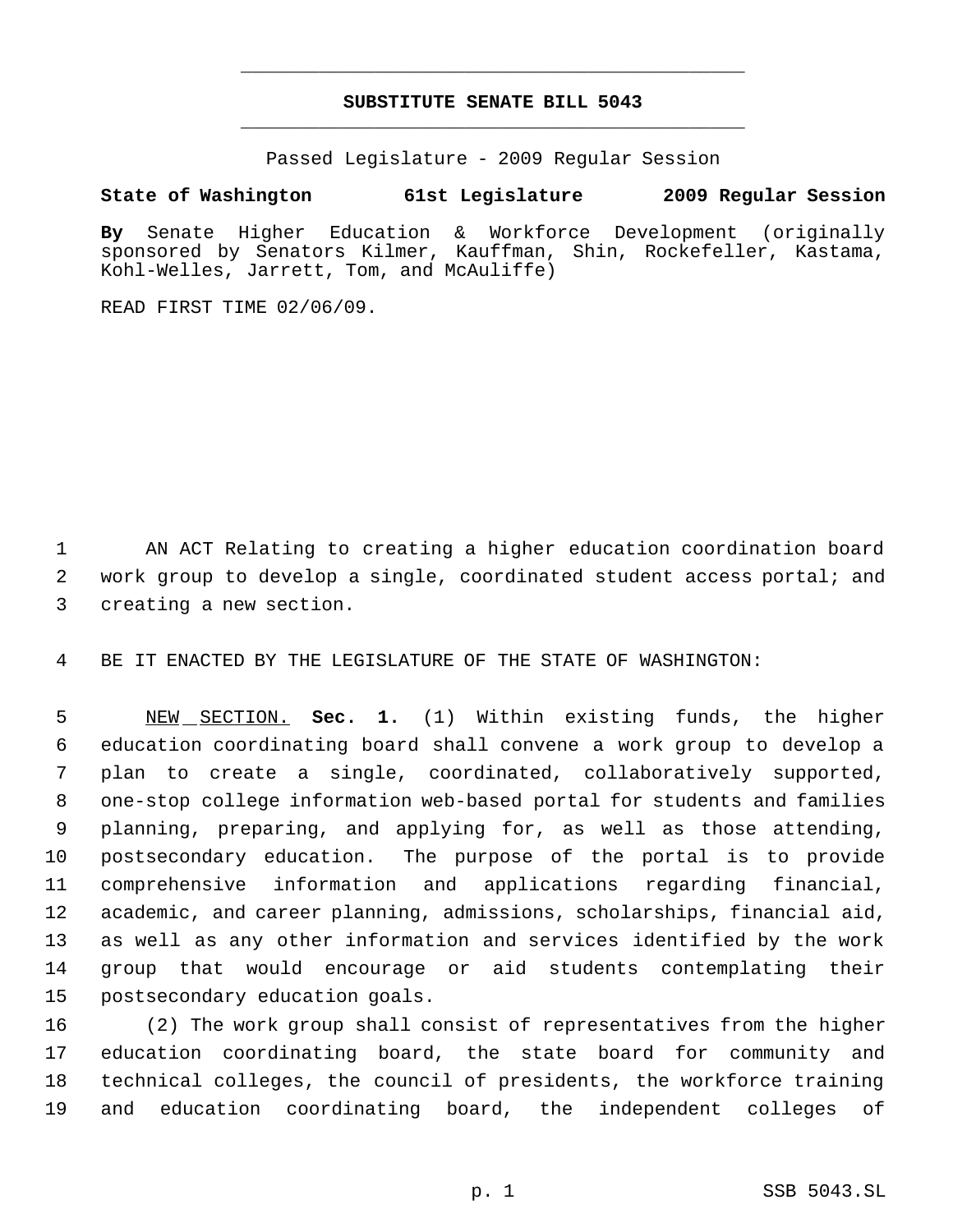# SUBSTITUTE SENATE BILL 5043

Passed Legislature - 2009 Regular Session

**State of Washington 61st Legislature 2009 Regular Session**

**By** Senate Higher Education & Workforce Development (originally sponsored by Senators Kilmer, Kauffman, Shin, Rockefeller, Kastama, Kohl-Welles, Jarrett, Tom, and McAuliffe)

READ FIRST TIME 02/06/09.

1 AN ACT Relating to creating a higher education coordination board
2 work group to develop a single, coordinated student access portal; and
3 creating a new section.

4 BE IT ENACTED BY THE LEGISLATURE OF THE STATE OF WASHINGTON:

5 NEW SECTION. **Sec. 1.** (1) Within existing funds, the higher
6 education coordinating board shall convene a work group to develop a
7 plan to create a single, coordinated, collaboratively supported,
8 one-stop college information web-based portal for students and families
9 planning, preparing, and applying for, as well as those attending,
10 postsecondary education. The purpose of the portal is to provide
11 comprehensive information and applications regarding financial,
12 academic, and career planning, admissions, scholarships, financial aid,
13 as well as any other information and services identified by the work
14 group that would encourage or aid students contemplating their
15 postsecondary education goals.

16 (2) The work group shall consist of representatives from the higher
17 education coordinating board, the state board for community and
18 technical colleges, the council of presidents, the workforce training
19 and education coordinating board, the independent colleges of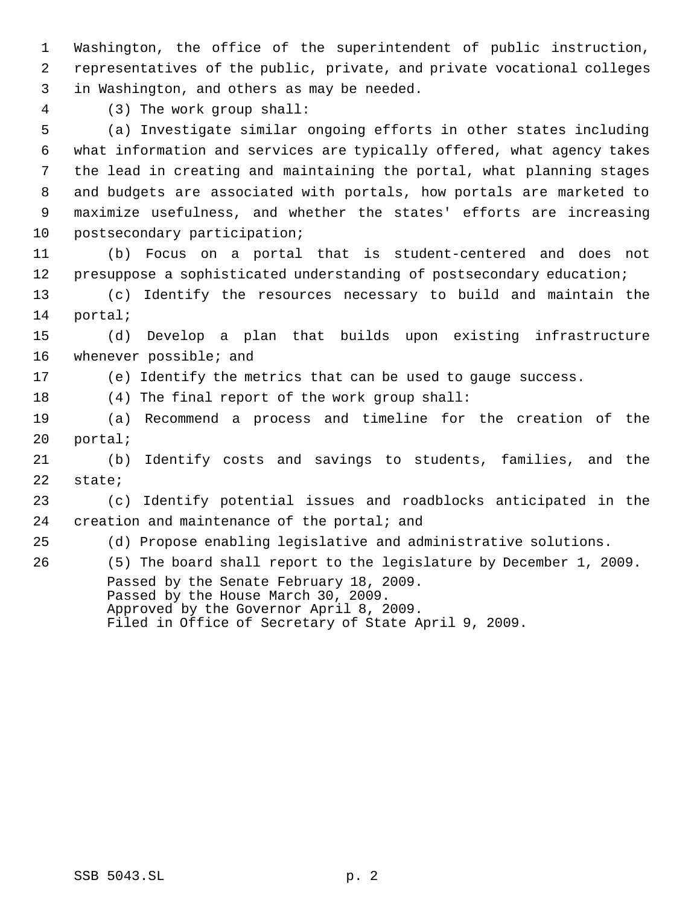Washington, the office of the superintendent of public instruction, representatives of the public, private, and private vocational colleges in Washington, and others as may be needed.

(3) The work group shall:

(a) Investigate similar ongoing efforts in other states including what information and services are typically offered, what agency takes the lead in creating and maintaining the portal, what planning stages and budgets are associated with portals, how portals are marketed to maximize usefulness, and whether the states' efforts are increasing postsecondary participation;

(b) Focus on a portal that is student-centered and does not presuppose a sophisticated understanding of postsecondary education;

(c) Identify the resources necessary to build and maintain the portal;

(d) Develop a plan that builds upon existing infrastructure whenever possible; and

(e) Identify the metrics that can be used to gauge success.

(4) The final report of the work group shall:

(a) Recommend a process and timeline for the creation of the portal;

(b) Identify costs and savings to students, families, and the state;

(c) Identify potential issues and roadblocks anticipated in the creation and maintenance of the portal; and

(d) Propose enabling legislative and administrative solutions.

(5) The board shall report to the legislature by December 1, 2009.

Passed by the Senate February 18, 2009.
Passed by the House March 30, 2009.
Approved by the Governor April 8, 2009.
Filed in Office of Secretary of State April 9, 2009.